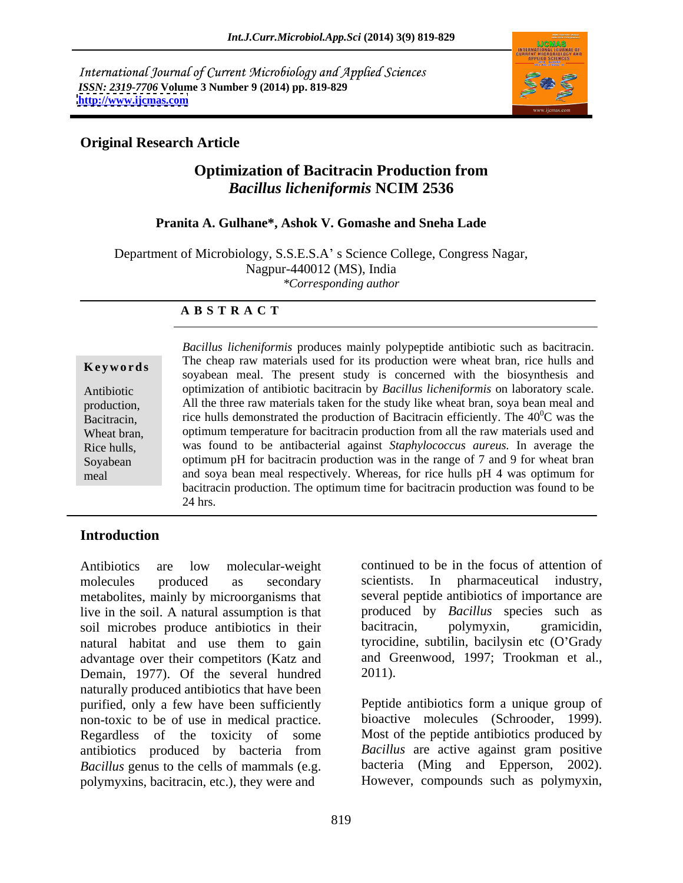International Journal of Current Microbiology and Applied Sciences
*ISSN: 2319-7706* **Volume 3 Number 9 (2014) pp. 819-829**
**http://www.ijcmas.com**

**Original Research Article**

# Optimization of Bacitracin Production from *Bacillus licheniformis* NCIM 2536

**Pranita A. Gulhane*, Ashok V. Gomashe and Sneha Lade**

Department of Microbiology, S.S.E.S.A' s Science College, Congress Nagar, Nagpur-440012 (MS), India
*\*Corresponding author*

## A B S T R A C T

**Keywords**

Antibiotic production, Bacitracin, Wheat bran, Rice hulls, Soyabean meal

*Bacillus licheniformis* produces mainly polypeptide antibiotic such as bacitracin. The cheap raw materials used for its production were wheat bran, rice hulls and soyabean meal. The present study is concerned with the biosynthesis and optimization of antibiotic bacitracin by *Bacillus licheniformis* on laboratory scale. All the three raw materials taken for the study like wheat bran, soya bean meal and rice hulls demonstrated the production of Bacitracin efficiently. The $40^0$C was the optimum temperature for bacitracin production from all the raw materials used and was found to be antibacterial against *Staphylococcus aureus.* In average the optimum pH for bacitracin production was in the range of 7 and 9 for wheat bran and soya bean meal respectively. Whereas, for rice hulls pH 4 was optimum for bacitracin production. The optimum time for bacitracin production was found to be 24 hrs.

## Introduction

Antibiotics are low molecular-weight molecules produced as secondary metabolites, mainly by microorganisms that live in the soil. A natural assumption is that soil microbes produce antibiotics in their natural habitat and use them to gain advantage over their competitors (Katz and Demain, 1977). Of the several hundred naturally produced antibiotics that have been purified, only a few have been sufficiently non-toxic to be of use in medical practice. Regardless of the toxicity of some antibiotics produced by bacteria from *Bacillus* genus to the cells of mammals (e.g. polymyxins, bacitracin, etc.), they were and continued to be in the focus of attention of scientists. In pharmaceutical industry, several peptide antibiotics of importance are produced by *Bacillus* species such as bacitracin, polymyxin, gramicidin, tyrocidine, subtilin, bacilysin etc (O'Grady and Greenwood, 1997; Trookman et al., 2011).

Peptide antibiotics form a unique group of bioactive molecules (Schrooder, 1999). Most of the peptide antibiotics produced by *Bacillus* are active against gram positive bacteria (Ming and Epperson, 2002). However, compounds such as polymyxin,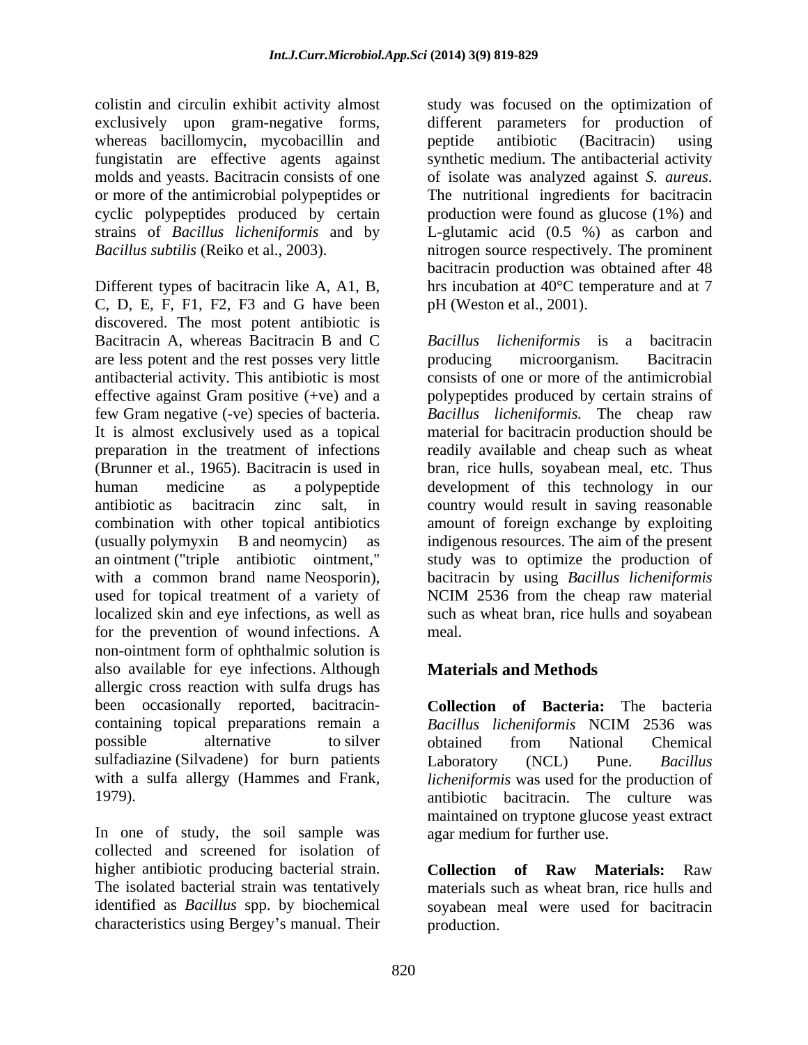colistin and circulin exhibit activity almost exclusively upon gram-negative forms, whereas bacillomycin, mycobacillin and fungistatin are effective agents against molds and yeasts. Bacitracin consists of one or more of the antimicrobial polypeptides or cyclic polypeptides produced by certain strains of *Bacillus licheniformis* and by *Bacillus subtilis* (Reiko et al., 2003).

Different types of bacitracin like A, A1, B, C, D, E, F, F1, F2, F3 and G have been discovered. The most potent antibiotic is Bacitracin A, whereas Bacitracin B and C are less potent and the rest posses very little antibacterial activity. This antibiotic is most effective against Gram positive (+ve) and a few Gram negative (-ve) species of bacteria. It is almost exclusively used as a topical preparation in the treatment of infections (Brunner et al., 1965). Bacitracin is used in human medicine as a polypeptide antibiotic as bacitracin zinc salt, in combination with other topical antibiotics (usually polymyxin B and neomycin) as an ointment ("triple antibiotic ointment," with a common brand name Neosporin), used for topical treatment of a variety of localized skin and eye infections, as well as for the prevention of wound infections. A non-ointment form of ophthalmic solution is also available for eye infections. Although allergic cross reaction with sulfa drugs has been occasionally reported, bacitracin-containing topical preparations remain a possible alternative to silver sulfadiazine (Silvadene) for burn patients with a sulfa allergy (Hammes and Frank, 1979).

In one of study, the soil sample was collected and screened for isolation of higher antibiotic producing bacterial strain. The isolated bacterial strain was tentatively identified as *Bacillus* spp. by biochemical characteristics using Bergey's manual. Their study was focused on the optimization of different parameters for production of peptide antibiotic (Bacitracin) using synthetic medium. The antibacterial activity of isolate was analyzed against *S. aureus*. The nutritional ingredients for bacitracin production were found as glucose (1%) and L-glutamic acid (0.5 %) as carbon and nitrogen source respectively. The prominent bacitracin production was obtained after 48 hrs incubation at 40°C temperature and at 7 pH (Weston et al., 2001).

*Bacillus licheniformis* is a bacitracin producing microorganism. Bacitracin consists of one or more of the antimicrobial polypeptides produced by certain strains of *Bacillus licheniformis.* The cheap raw material for bacitracin production should be readily available and cheap such as wheat bran, rice hulls, soyabean meal, etc. Thus development of this technology in our country would result in saving reasonable amount of foreign exchange by exploiting indigenous resources. The aim of the present study was to optimize the production of bacitracin by using *Bacillus licheniformis* NCIM 2536 from the cheap raw material such as wheat bran, rice hulls and soyabean meal.

## Materials and Methods

**Collection of Bacteria:** The bacteria *Bacillus licheniformis* NCIM 2536 was obtained from National Chemical Laboratory (NCL) Pune. *Bacillus licheniformis* was used for the production of antibiotic bacitracin. The culture was maintained on tryptone glucose yeast extract agar medium for further use.

**Collection of Raw Materials:** Raw materials such as wheat bran, rice hulls and soyabean meal were used for bacitracin production.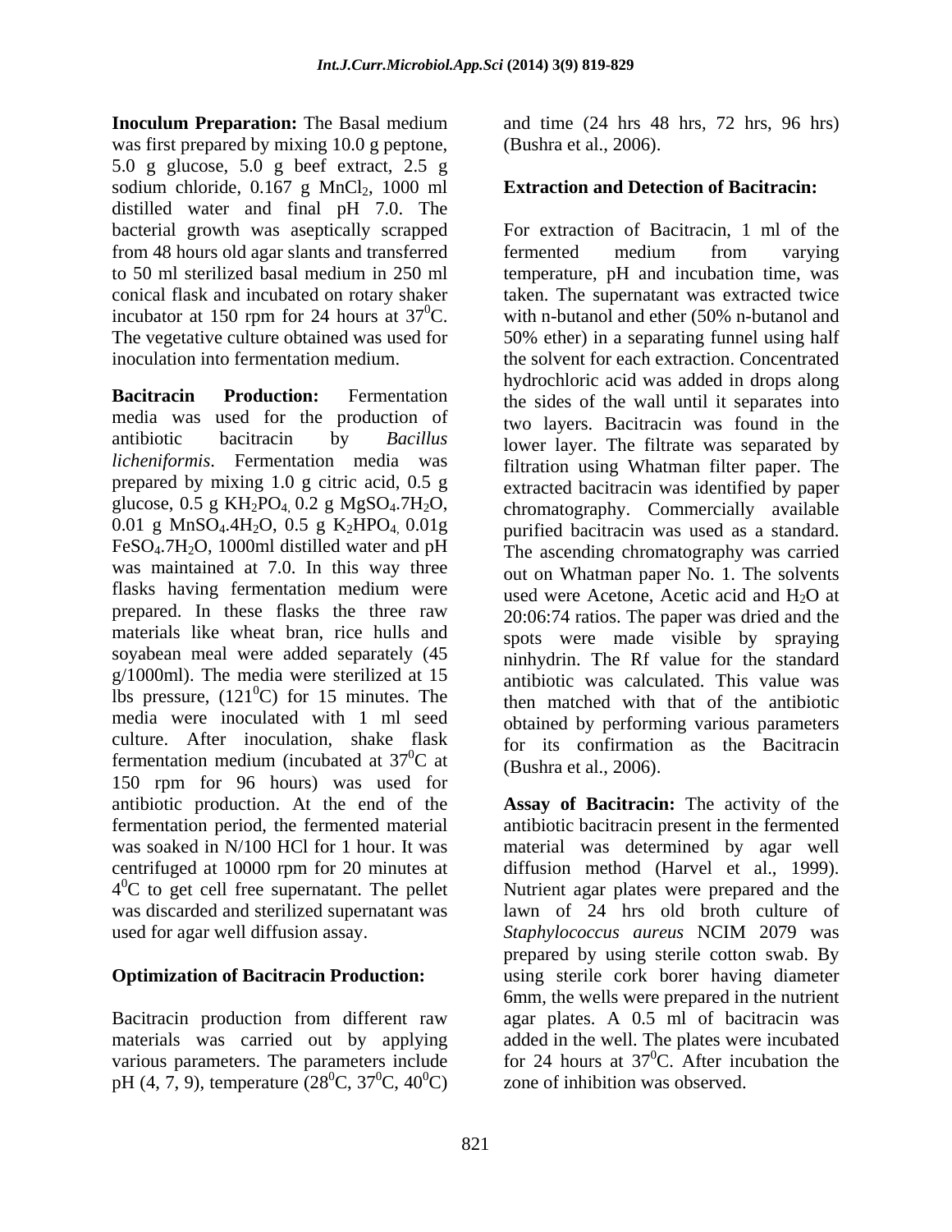**Inoculum Preparation:** The Basal medium was first prepared by mixing 10.0 g peptone, 5.0 g glucose, 5.0 g beef extract, 2.5 g sodium chloride, 0.167 g $MnCl_2$, 1000 ml distilled water and final pH 7.0. The bacterial growth was aseptically scrapped from 48 hours old agar slants and transferred to 50 ml sterilized basal medium in 250 ml conical flask and incubated on rotary shaker incubator at 150 rpm for 24 hours at $37^0$C. The vegetative culture obtained was used for inoculation into fermentation medium.

**Bacitracin Production:** Fermentation media was used for the production of antibiotic bacitracin by *Bacillus licheniformis*. Fermentation media was prepared by mixing 1.0 g citric acid, 0.5 g glucose, 0.5 g $KH_2PO_4$, 0.2 g $MgSO_4.7H_2O$, 0.01 g $MnSO_4.4H_2O$, 0.5 g $K_2HPO_4$, 0.01g $FeSO_4.7H_2O$, 1000ml distilled water and pH was maintained at 7.0. In this way three flasks having fermentation medium were prepared. In these flasks the three raw materials like wheat bran, rice hulls and soyabean meal were added separately (45 g/1000ml). The media were sterilized at 15 lbs pressure, ($121^0$C) for 15 minutes. The media were inoculated with 1 ml seed culture. After inoculation, shake flask fermentation medium (incubated at $37^0$C at 150 rpm for 96 hours) was used for antibiotic production. At the end of the fermentation period, the fermented material was soaked in N/100 HCl for 1 hour. It was centrifuged at 10000 rpm for 20 minutes at $4^0$C to get cell free supernatant. The pellet was discarded and sterilized supernatant was used for agar well diffusion assay.

**Optimization of Bacitracin Production:**

Bacitracin production from different raw materials was carried out by applying various parameters. The parameters include pH (4, 7, 9), temperature ($28^0$C, $37^0$C, $40^0$C) and time (24 hrs 48 hrs, 72 hrs, 96 hrs) (Bushra et al., 2006).

**Extraction and Detection of Bacitracin:**

For extraction of Bacitracin, 1 ml of the fermented medium from varying temperature, pH and incubation time, was taken. The supernatant was extracted twice with n-butanol and ether (50% n-butanol and 50% ether) in a separating funnel using half the solvent for each extraction. Concentrated hydrochloric acid was added in drops along the sides of the wall until it separates into two layers. Bacitracin was found in the lower layer. The filtrate was separated by filtration using Whatman filter paper. The extracted bacitracin was identified by paper chromatography. Commercially available purified bacitracin was used as a standard. The ascending chromatography was carried out on Whatman paper No. 1. The solvents used were Acetone, Acetic acid and $H_2O$ at 20:06:74 ratios. The paper was dried and the spots were made visible by spraying ninhydrin. The Rf value for the standard antibiotic was calculated. This value was then matched with that of the antibiotic obtained by performing various parameters for its confirmation as the Bacitracin (Bushra et al., 2006).

**Assay of Bacitracin:** The activity of the antibiotic bacitracin present in the fermented material was determined by agar well diffusion method (Harvel et al., 1999). Nutrient agar plates were prepared and the lawn of 24 hrs old broth culture of *Staphylococcus aureus* NCIM 2079 was prepared by using sterile cotton swab. By using sterile cork borer having diameter 6mm, the wells were prepared in the nutrient agar plates. A 0.5 ml of bacitracin was added in the well. The plates were incubated for 24 hours at $37^0$C. After incubation the zone of inhibition was observed.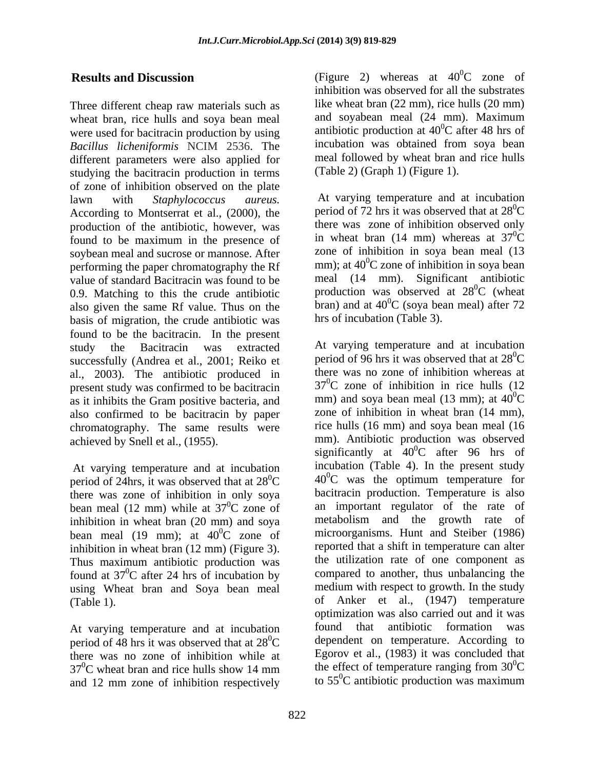## Results and Discussion

Three different cheap raw materials such as wheat bran, rice hulls and soya bean meal were used for bacitracin production by using *Bacillus licheniformis* NCIM 2536. The different parameters were also applied for studying the bacitracin production in terms of zone of inhibition observed on the plate lawn with *Staphylococcus aureus.* According to Montserrat et al., (2000), the production of the antibiotic, however, was found to be maximum in the presence of soybean meal and sucrose or mannose. After performing the paper chromatography the Rf value of standard Bacitracin was found to be 0.9. Matching to this the crude antibiotic also given the same Rf value. Thus on the basis of migration, the crude antibiotic was found to be the bacitracin. In the present study the Bacitracin was extracted successfully (Andrea et al., 2001; Reiko et al., 2003). The antibiotic produced in present study was confirmed to be bacitracin as it inhibits the Gram positive bacteria, and also confirmed to be bacitracin by paper chromatography. The same results were achieved by Snell et al., (1955).

At varying temperature and at incubation period of 24hrs, it was observed that at $28^0$C there was zone of inhibition in only soya bean meal (12 mm) while at $37^0$C zone of inhibition in wheat bran (20 mm) and soya bean meal (19 mm); at $40^0$C zone of inhibition in wheat bran (12 mm) (Figure 3). Thus maximum antibiotic production was found at $37^0$C after 24 hrs of incubation by using Wheat bran and Soya bean meal (Table 1).

At varying temperature and at incubation period of 48 hrs it was observed that at $28^0$C there was no zone of inhibition while at $37^0$C wheat bran and rice hulls show 14 mm and 12 mm zone of inhibition respectively (Figure 2) whereas at $40^0$C zone of inhibition was observed for all the substrates like wheat bran (22 mm), rice hulls (20 mm) and soyabean meal (24 mm). Maximum antibiotic production at $40^0$C after 48 hrs of incubation was obtained from soya bean meal followed by wheat bran and rice hulls (Table 2) (Graph 1) (Figure 1).

At varying temperature and at incubation period of 72 hrs it was observed that at $28^0$C there was zone of inhibition observed only in wheat bran (14 mm) whereas at $37^0$C zone of inhibition in soya bean meal (13 mm); at $40^0$C zone of inhibition in soya bean meal (14 mm). Significant antibiotic production was observed at $28^0$C (wheat bran) and at $40^0$C (soya bean meal) after 72 hrs of incubation (Table 3).

At varying temperature and at incubation period of 96 hrs it was observed that at $28^0$C there was no zone of inhibition whereas at $37^0$C zone of inhibition in rice hulls (12 mm) and soya bean meal (13 mm); at $40^0$C zone of inhibition in wheat bran (14 mm), rice hulls (16 mm) and soya bean meal (16 mm). Antibiotic production was observed significantly at $40^0$C after 96 hrs of incubation (Table 4). In the present study $40^0$C was the optimum temperature for bacitracin production. Temperature is also an important regulator of the rate of metabolism and the growth rate of microorganisms. Hunt and Steiber (1986) reported that a shift in temperature can alter the utilization rate of one component as compared to another, thus unbalancing the medium with respect to growth. In the study of Anker et al., (1947) temperature optimization was also carried out and it was found that antibiotic formation was dependent on temperature. According to Egorov et al., (1983) it was concluded that the effect of temperature ranging from $30^0$C to $55^0$C antibiotic production was maximum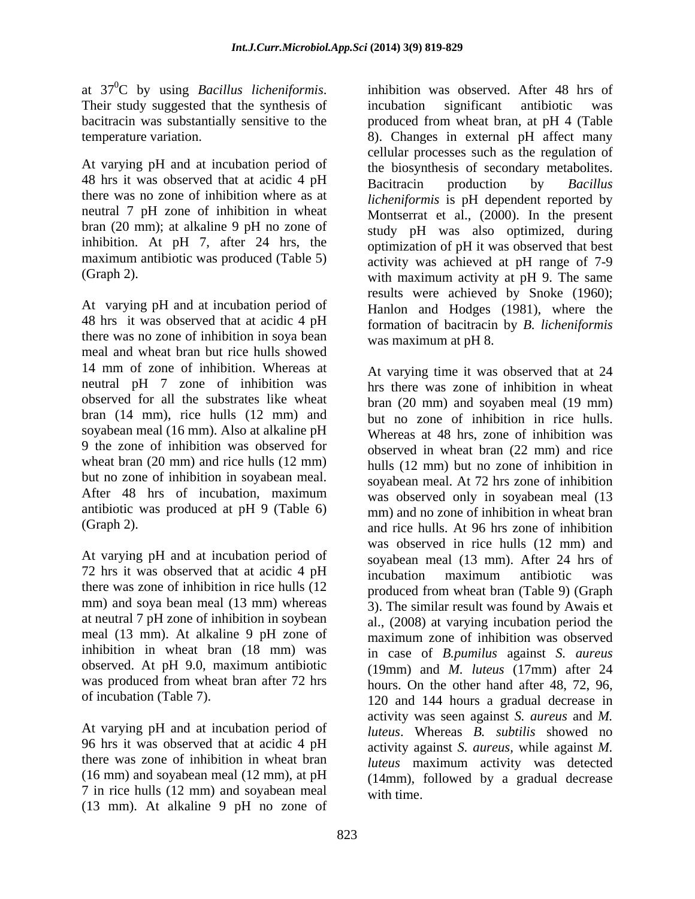at $37^0$C by using *Bacillus licheniformis*. Their study suggested that the synthesis of bacitracin was substantially sensitive to the temperature variation.

At varying pH and at incubation period of 48 hrs it was observed that at acidic 4 pH there was no zone of inhibition where as at neutral 7 pH zone of inhibition in wheat bran (20 mm); at alkaline 9 pH no zone of inhibition. At pH 7, after 24 hrs, the maximum antibiotic was produced (Table 5) (Graph 2).

At varying pH and at incubation period of 48 hrs it was observed that at acidic 4 pH there was no zone of inhibition in soya bean meal and wheat bran but rice hulls showed 14 mm of zone of inhibition. Whereas at neutral pH 7 zone of inhibition was observed for all the substrates like wheat bran (14 mm), rice hulls (12 mm) and soyabean meal (16 mm). Also at alkaline pH 9 the zone of inhibition was observed for wheat bran (20 mm) and rice hulls (12 mm) but no zone of inhibition in soyabean meal. After 48 hrs of incubation, maximum antibiotic was produced at pH 9 (Table 6) (Graph 2).

At varying pH and at incubation period of 72 hrs it was observed that at acidic 4 pH there was zone of inhibition in rice hulls (12 mm) and soya bean meal (13 mm) whereas at neutral 7 pH zone of inhibition in soybean meal (13 mm). At alkaline 9 pH zone of inhibition in wheat bran (18 mm) was observed. At pH 9.0, maximum antibiotic was produced from wheat bran after 72 hrs of incubation (Table 7).

At varying pH and at incubation period of 96 hrs it was observed that at acidic 4 pH there was zone of inhibition in wheat bran (16 mm) and soyabean meal (12 mm), at pH 7 in rice hulls (12 mm) and soyabean meal (13 mm). At alkaline 9 pH no zone of inhibition was observed. After 48 hrs of incubation significant antibiotic was produced from wheat bran, at pH 4 (Table 8). Changes in external pH affect many cellular processes such as the regulation of the biosynthesis of secondary metabolites. Bacitracin production by *Bacillus licheniformis* is pH dependent reported by Montserrat et al., (2000). In the present study pH was also optimized, during optimization of pH it was observed that best activity was achieved at pH range of 7-9 with maximum activity at pH 9. The same results were achieved by Snoke (1960); Hanlon and Hodges (1981), where the formation of bacitracin by *B. licheniformis* was maximum at pH 8.

At varying time it was observed that at 24 hrs there was zone of inhibition in wheat bran (20 mm) and soyaben meal (19 mm) but no zone of inhibition in rice hulls. Whereas at 48 hrs, zone of inhibition was observed in wheat bran (22 mm) and rice hulls (12 mm) but no zone of inhibition in soyabean meal. At 72 hrs zone of inhibition was observed only in soyabean meal (13 mm) and no zone of inhibition in wheat bran and rice hulls. At 96 hrs zone of inhibition was observed in rice hulls (12 mm) and soyabean meal (13 mm). After 24 hrs of incubation maximum antibiotic was produced from wheat bran (Table 9) (Graph 3). The similar result was found by Awais et al., (2008) at varying incubation period the maximum zone of inhibition was observed in case of *B.pumilus* against *S. aureus* (19mm) and *M. luteus* (17mm) after 24 hours. On the other hand after 48, 72, 96, 120 and 144 hours a gradual decrease in activity was seen against *S. aureus* and *M. luteus*. Whereas *B. subtilis* showed no activity against *S. aureus*, while against *M. luteus* maximum activity was detected (14mm), followed by a gradual decrease with time.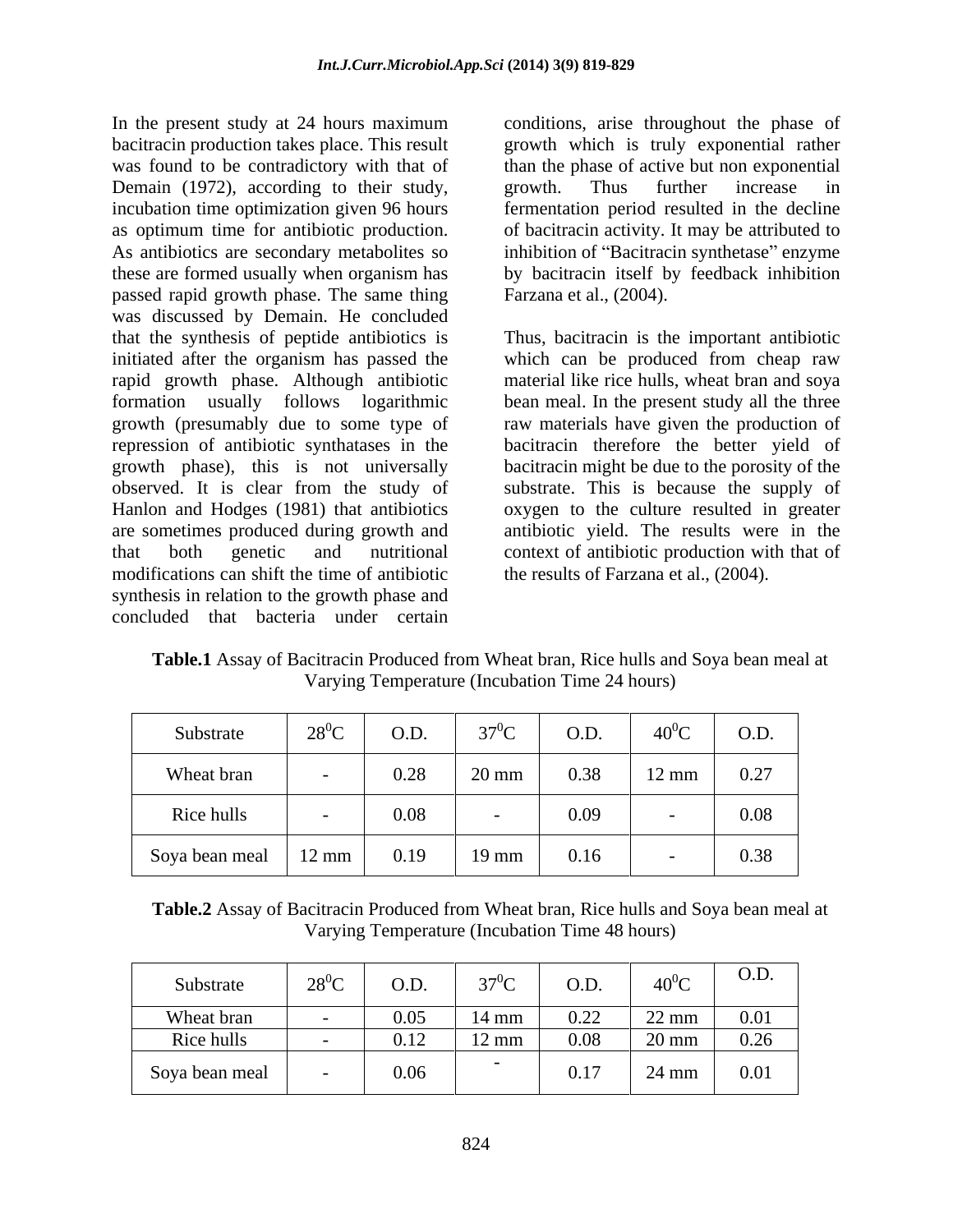In the present study at 24 hours maximum bacitracin production takes place. This result was found to be contradictory with that of Demain (1972), according to their study, incubation time optimization given 96 hours as optimum time for antibiotic production. As antibiotics are secondary metabolites so these are formed usually when organism has passed rapid growth phase. The same thing was discussed by Demain. He concluded that the synthesis of peptide antibiotics is initiated after the organism has passed the rapid growth phase. Although antibiotic formation usually follows logarithmic growth (presumably due to some type of repression of antibiotic synthatases in the growth phase), this is not universally observed. It is clear from the study of Hanlon and Hodges (1981) that antibiotics are sometimes produced during growth and that both genetic and nutritional modifications can shift the time of antibiotic synthesis in relation to the growth phase and concluded that bacteria under certain conditions, arise throughout the phase of growth which is truly exponential rather than the phase of active but non exponential growth. Thus further increase in fermentation period resulted in the decline of bacitracin activity. It may be attributed to inhibition of "Bacitracin synthetase" enzyme by bacitracin itself by feedback inhibition Farzana et al., (2004).

Thus, bacitracin is the important antibiotic which can be produced from cheap raw material like rice hulls, wheat bran and soya bean meal. In the present study all the three raw materials have given the production of bacitracin therefore the better yield of bacitracin might be due to the porosity of the substrate. This is because the supply of oxygen to the culture resulted in greater antibiotic yield. The results were in the context of antibiotic production with that of the results of Farzana et al., (2004).

**Table.1** Assay of Bacitracin Produced from Wheat bran, Rice hulls and Soya bean meal at Varying Temperature (Incubation Time 24 hours)

| Substrate | $28^0C$ | O.D. | $37^0C$ | O.D. | $40^0C$ | O.D. |
|---|---|---|---|---|---|---|
| Wheat bran | - | 0.28 | 20 mm | 0.38 | 12 mm | 0.27 |
| Rice hulls | - | 0.08 | - | 0.09 | - | 0.08 |
| Soya bean meal | 12 mm | 0.19 | 19 mm | 0.16 | - | 0.38 |

**Table.2** Assay of Bacitracin Produced from Wheat bran, Rice hulls and Soya bean meal at Varying Temperature (Incubation Time 48 hours)

| Substrate | $28^0C$ | O.D. | $37^0C$ | O.D. | $40^0C$ | O.D. |
|---|---|---|---|---|---|---|
| Wheat bran | - | 0.05 | 14 mm | 0.22 | 22 mm | 0.01 |
| Rice hulls | - | 0.12 | 12 mm | 0.08 | 20 mm | 0.26 |
| Soya bean meal | - | 0.06 | - | 0.17 | 24 mm | 0.01 |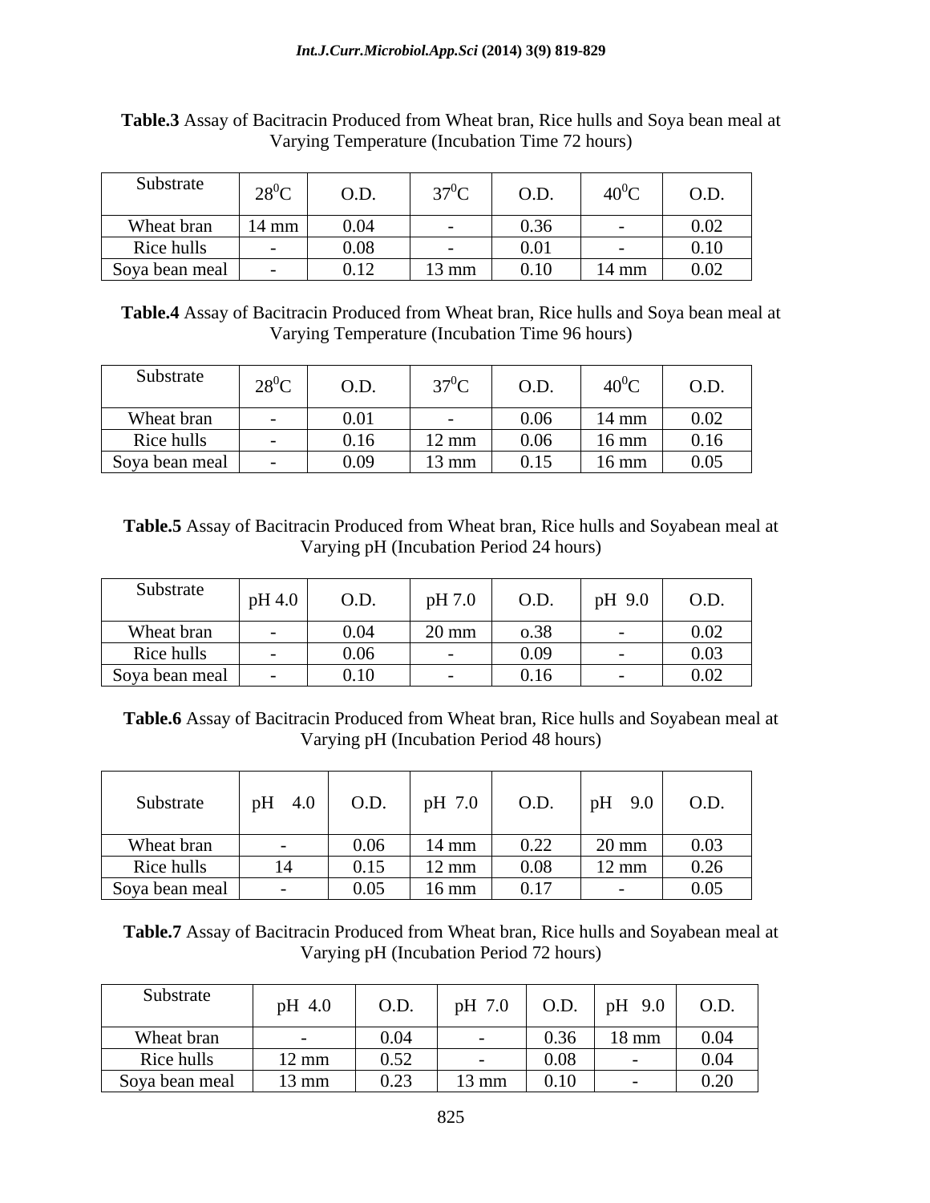**Table.3** Assay of Bacitracin Produced from Wheat bran, Rice hulls and Soya bean meal at Varying Temperature (Incubation Time 72 hours)

| Substrate | $28^0C$ | O.D. | $37^0C$ | O.D. | $40^0C$ | O.D. |
|---|---|---|---|---|---|---|
| Wheat bran | 14 mm | 0.04 | - | 0.36 | - | 0.02 |
| Rice hulls | - | 0.08 | - | 0.01 | - | 0.10 |
| Soya bean meal | - | 0.12 | 13 mm | 0.10 | 14 mm | 0.02 |

**Table.4** Assay of Bacitracin Produced from Wheat bran, Rice hulls and Soya bean meal at Varying Temperature (Incubation Time 96 hours)

| Substrate | $28^0C$ | O.D. | $37^0C$ | O.D. | $40^0C$ | O.D. |
|---|---|---|---|---|---|---|
| Wheat bran | - | 0.01 | - | 0.06 | 14 mm | 0.02 |
| Rice hulls | - | 0.16 | 12 mm | 0.06 | 16 mm | 0.16 |
| Soya bean meal | - | 0.09 | 13 mm | 0.15 | 16 mm | 0.05 |

**Table.5** Assay of Bacitracin Produced from Wheat bran, Rice hulls and Soyabean meal at Varying pH (Incubation Period 24 hours)

| Substrate | pH 4.0 | O.D. | pH 7.0 | O.D. | pH 9.0 | O.D. |
|---|---|---|---|---|---|---|
| Wheat bran | - | 0.04 | 20 mm | o.38 | - | 0.02 |
| Rice hulls | - | 0.06 | - | 0.09 | - | 0.03 |
| Soya bean meal | - | 0.10 | - | 0.16 | - | 0.02 |

**Table.6** Assay of Bacitracin Produced from Wheat bran, Rice hulls and Soyabean meal at Varying pH (Incubation Period 48 hours)

| Substrate | pH 4.0 | O.D. | pH 7.0 | O.D. | pH 9.0 | O.D. |
|---|---|---|---|---|---|---|
| Wheat bran | - | 0.06 | 14 mm | 0.22 | 20 mm | 0.03 |
| Rice hulls | 14 | 0.15 | 12 mm | 0.08 | 12 mm | 0.26 |
| Soya bean meal | - | 0.05 | 16 mm | 0.17 | - | 0.05 |

**Table.7** Assay of Bacitracin Produced from Wheat bran, Rice hulls and Soyabean meal at Varying pH (Incubation Period 72 hours)

| Substrate | pH 4.0 | O.D. | pH 7.0 | O.D. | pH 9.0 | O.D. |
|---|---|---|---|---|---|---|
| Wheat bran | - | 0.04 | - | 0.36 | 18 mm | 0.04 |
| Rice hulls | 12 mm | 0.52 | - | 0.08 | - | 0.04 |
| Soya bean meal | 13 mm | 0.23 | 13 mm | 0.10 | - | 0.20 |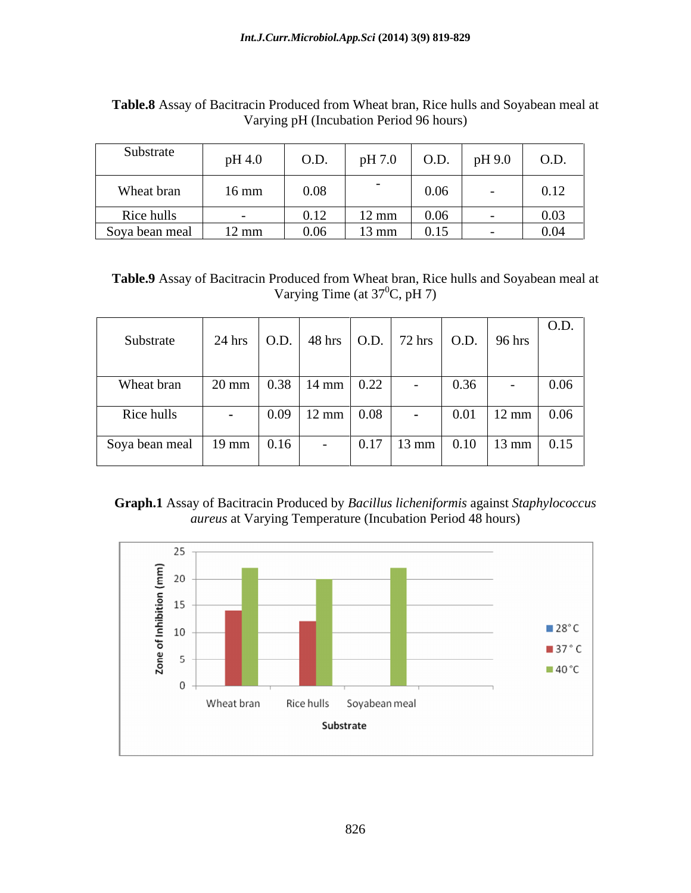**Table.8** Assay of Bacitracin Produced from Wheat bran, Rice hulls and Soyabean meal at Varying pH (Incubation Period 96 hours)

| Substrate | pH 4.0 | O.D. | pH 7.0 | O.D. | pH 9.0 | O.D. |
|---|---|---|---|---|---|---|
| Wheat bran | 16 mm | 0.08 | - | 0.06 | - | 0.12 |
| Rice hulls | - | 0.12 | 12 mm | 0.06 | - | 0.03 |
| Soya bean meal | 12 mm | 0.06 | 13 mm | 0.15 | - | 0.04 |

**Table.9** Assay of Bacitracin Produced from Wheat bran, Rice hulls and Soyabean meal at Varying Time (at $37^0$C, pH 7)

| Substrate | 24 hrs | O.D. | 48 hrs | O.D. | 72 hrs | O.D. | 96 hrs | O.D. |
|---|---|---|---|---|---|---|---|---|
| Wheat bran | 20 mm | 0.38 | 14 mm | 0.22 | - | 0.36 | - | 0.06 |
| Rice hulls | - | 0.09 | 12 mm | 0.08 | - | 0.01 | 12 mm | 0.06 |
| Soya bean meal | 19 mm | 0.16 | - | 0.17 | 13 mm | 0.10 | 13 mm | 0.15 |

**Graph.1** Assay of Bacitracin Produced by *Bacillus licheniformis* against *Staphylococcus aureus* at Varying Temperature (Incubation Period 48 hours)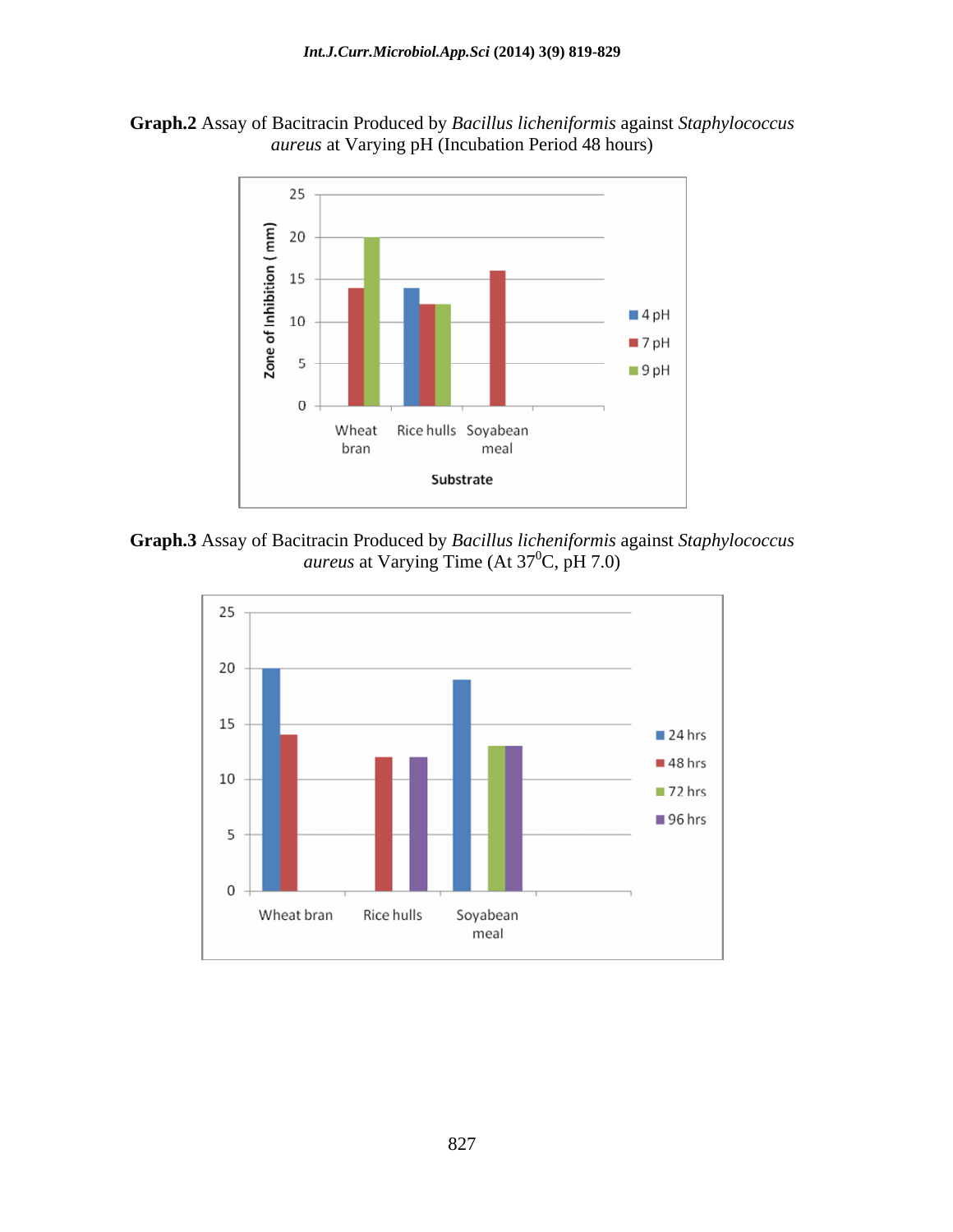**Graph.2** Assay of Bacitracin Produced by *Bacillus licheniformis* against *Staphylococcus aureus* at Varying pH (Incubation Period 48 hours)

**Graph.3** Assay of Bacitracin Produced by *Bacillus licheniformis* against *Staphylococcus aureus* at Varying Time (At $37^0$C, pH 7.0)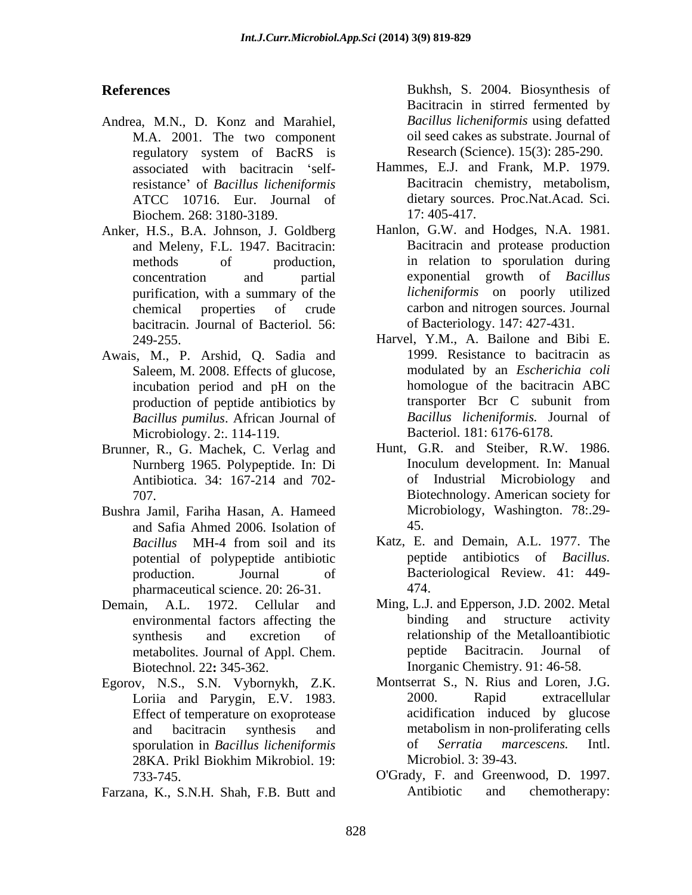## References

Andrea, M.N., D. Konz and Marahiel, M.A. 2001. The two component regulatory system of BacRS is associated with bacitracin 'self-resistance' of *Bacillus licheniformis* ATCC 10716. Eur. Journal of Biochem. 268: 3180-3189.

Anker, H.S., B.A. Johnson, J. Goldberg and Meleny, F.L. 1947. Bacitracin: methods of production, concentration and partial purification, with a summary of the chemical properties of crude bacitracin. Journal of Bacteriol. 56: 249-255.

Awais, M., P. Arshid, Q. Sadia and Saleem, M. 2008. Effects of glucose, incubation period and pH on the production of peptide antibiotics by *Bacillus pumilus*. African Journal of Microbiology. 2:. 114-119.

Brunner, R., G. Machek, C. Verlag and Nurnberg 1965. Polypeptide. In: Di Antibiotica. 34: 167-214 and 702-707.

Bushra Jamil, Fariha Hasan, A. Hameed and Safia Ahmed 2006. Isolation of *Bacillus* MH-4 from soil and its potential of polypeptide antibiotic production. Journal of pharmaceutical science. 20: 26-31.

Demain, A.L. 1972. Cellular and environmental factors affecting the synthesis and excretion of metabolites. Journal of Appl. Chem. Biotechnol. 22**:** 345-362.

Egorov, N.S., S.N. Vybornykh, Z.K. Loriia and Parygin, E.V. 1983. Effect of temperature on exoprotease and bacitracin synthesis and sporulation in *Bacillus licheniformis* 28KA. Prikl Biokhim Mikrobiol. 19: 733-745.

Farzana, K., S.N.H. Shah, F.B. Butt and Bukhsh, S. 2004. Biosynthesis of Bacitracin in stirred fermented by *Bacillus licheniformis* using defatted oil seed cakes as substrate. Journal of Research (Science). 15(3): 285-290.

Hammes, E.J. and Frank, M.P. 1979. Bacitracin chemistry, metabolism, dietary sources. Proc.Nat.Acad. Sci. 17: 405-417.

Hanlon, G.W. and Hodges, N.A. 1981. Bacitracin and protease production in relation to sporulation during exponential growth of *Bacillus licheniformis* on poorly utilized carbon and nitrogen sources. Journal of Bacteriology. 147: 427-431.

Harvel, Y.M., A. Bailone and Bibi E. 1999. Resistance to bacitracin as modulated by an *Escherichia coli* homologue of the bacitracin ABC transporter Bcr C subunit from *Bacillus licheniformis.* Journal of Bacteriol. 181: 6176-6178.

Hunt, G.R. and Steiber, R.W. 1986. Inoculum development. In: Manual of Industrial Microbiology and Biotechnology. American society for Microbiology, Washington. 78:.29-45.

Katz, E. and Demain, A.L. 1977. The peptide antibiotics of *Bacillus.* Bacteriological Review. 41: 449-474.

Ming, L.J. and Epperson, J.D. 2002. Metal binding and structure activity relationship of the Metalloantibiotic peptide Bacitracin. Journal of Inorganic Chemistry. 91: 46-58.

Montserrat S., N. Rius and Loren, J.G. 2000. Rapid extracellular acidification induced by glucose metabolism in non-proliferating cells of *Serratia marcescens.* Intl. Microbiol. 3: 39-43.

O'Grady, F. and Greenwood, D. 1997. Antibiotic and chemotherapy: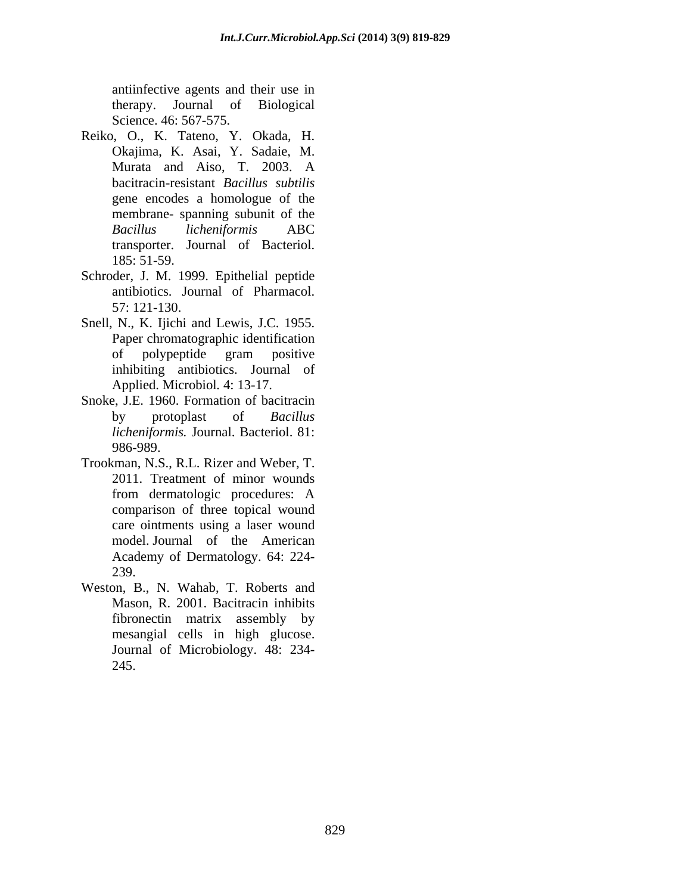antiinfective agents and their use in therapy. Journal of Biological Science. 46: 567-575.

Reiko, O., K. Tateno, Y. Okada, H. Okajima, K. Asai, Y. Sadaie, M. Murata and Aiso, T. 2003. A bacitracin-resistant *Bacillus subtilis* gene encodes a homologue of the membrane- spanning subunit of the *Bacillus licheniformis* ABC transporter. Journal of Bacteriol. 185: 51-59.

Schroder, J. M. 1999. Epithelial peptide antibiotics. Journal of Pharmacol. 57: 121-130.

Snell, N., K. Ijichi and Lewis, J.C. 1955. Paper chromatographic identification of polypeptide gram positive inhibiting antibiotics. Journal of Applied. Microbiol. 4: 13-17.

Snoke, J.E. 1960. Formation of bacitracin by protoplast of *Bacillus licheniformis.* Journal. Bacteriol. 81: 986-989.

Trookman, N.S., R.L. Rizer and Weber, T. 2011. Treatment of minor wounds from dermatologic procedures: A comparison of three topical wound care ointments using a laser wound model. Journal of the American Academy of Dermatology. 64: 224-239.

Weston, B., N. Wahab, T. Roberts and Mason, R. 2001. Bacitracin inhibits fibronectin matrix assembly by mesangial cells in high glucose. Journal of Microbiology. 48: 234-245.